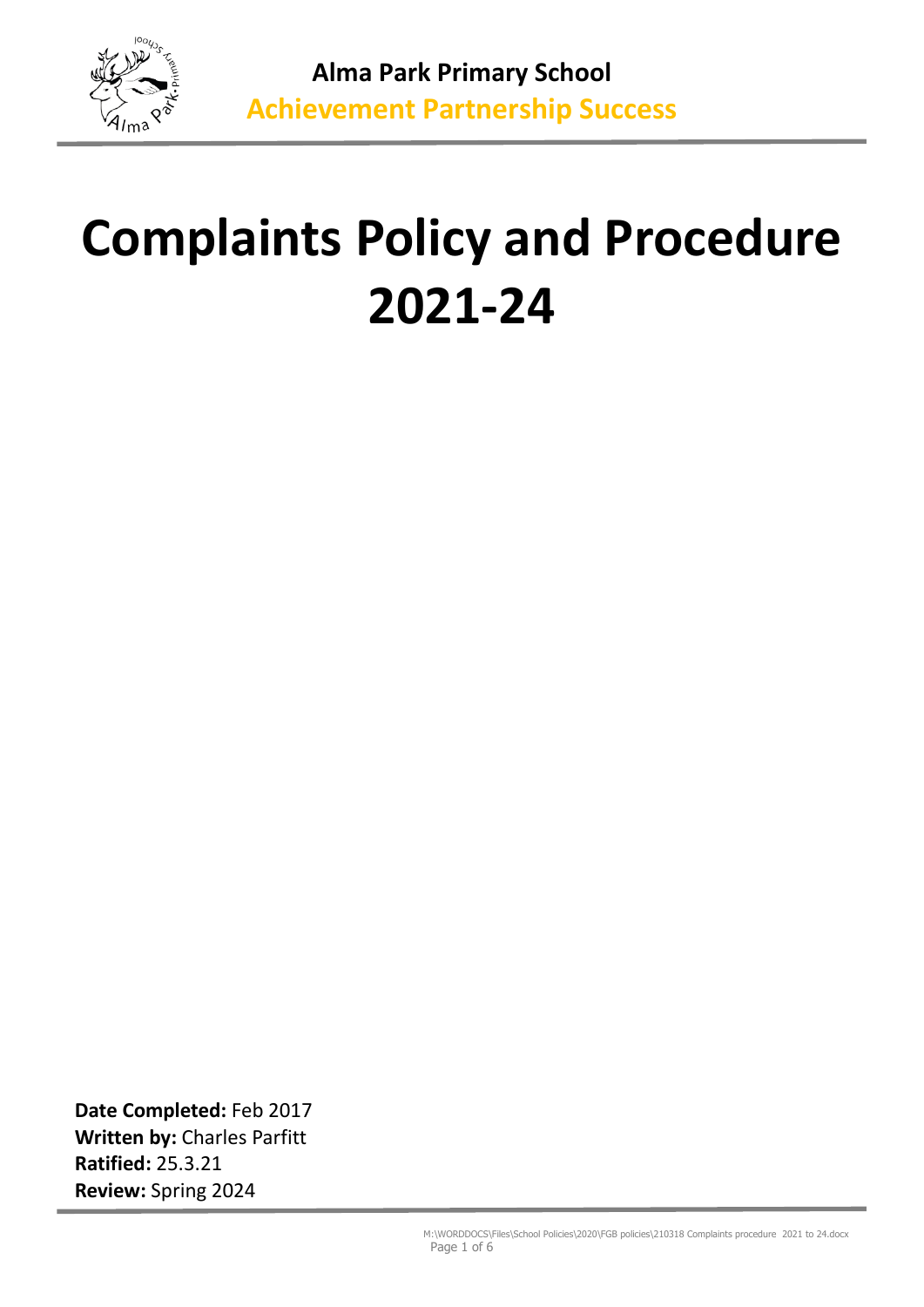**Alma Park Primary School**
**Achievement Partnership Success**

# Complaints Policy and Procedure 2021-24

**Date Completed:** Feb 2017
**Written by:** Charles Parfitt
**Ratified:** 25.3.21
**Review:** Spring 2024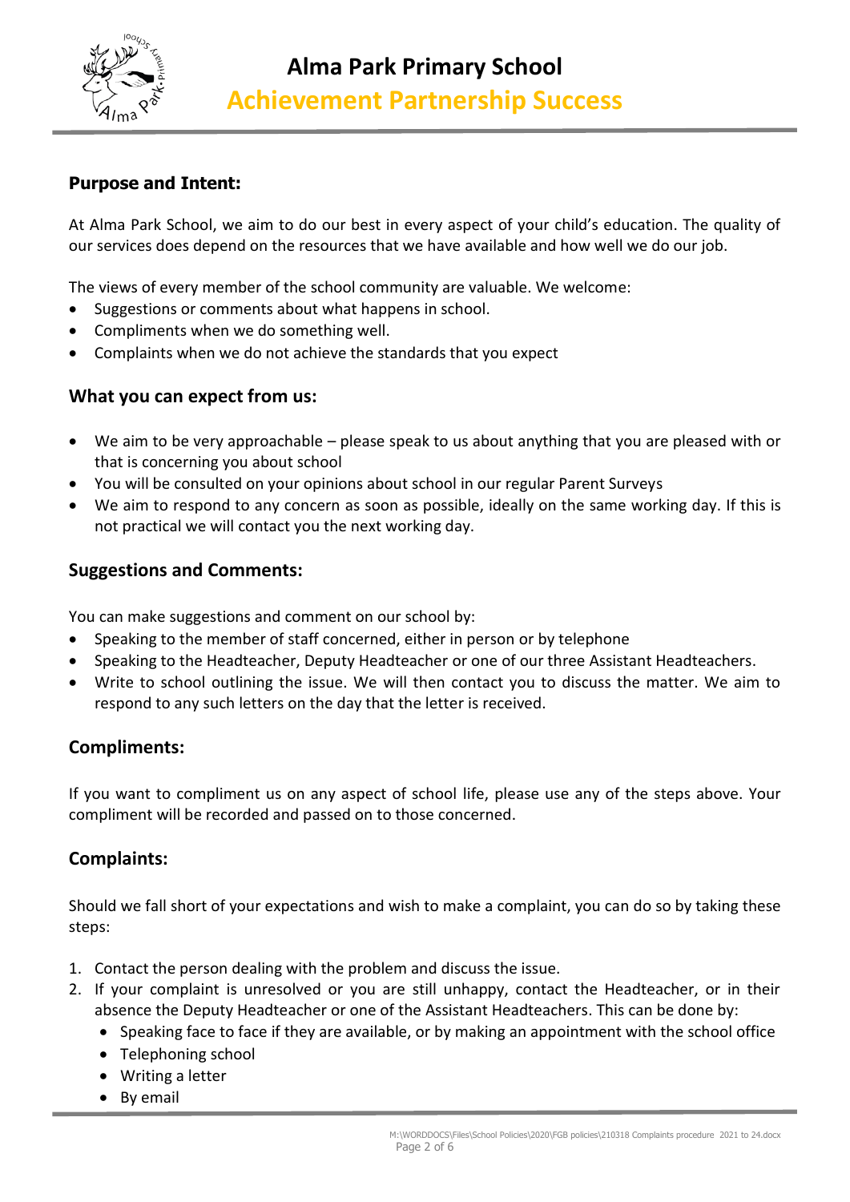## Purpose and Intent:

At Alma Park School, we aim to do our best in every aspect of your child's education. The quality of our services does depend on the resources that we have available and how well we do our job.

The views of every member of the school community are valuable. We welcome:

- Suggestions or comments about what happens in school.
- Compliments when we do something well.
- Complaints when we do not achieve the standards that you expect

## What you can expect from us:

- We aim to be very approachable – please speak to us about anything that you are pleased with or that is concerning you about school
- You will be consulted on your opinions about school in our regular Parent Surveys
- We aim to respond to any concern as soon as possible, ideally on the same working day. If this is not practical we will contact you the next working day.

## Suggestions and Comments:

You can make suggestions and comment on our school by:

- Speaking to the member of staff concerned, either in person or by telephone
- Speaking to the Headteacher, Deputy Headteacher or one of our three Assistant Headteachers.
- Write to school outlining the issue. We will then contact you to discuss the matter. We aim to respond to any such letters on the day that the letter is received.

## Compliments:

If you want to compliment us on any aspect of school life, please use any of the steps above. Your compliment will be recorded and passed on to those concerned.

## Complaints:

Should we fall short of your expectations and wish to make a complaint, you can do so by taking these steps:

1. Contact the person dealing with the problem and discuss the issue.
2. If your complaint is unresolved or you are still unhappy, contact the Headteacher, or in their absence the Deputy Headteacher or one of the Assistant Headteachers. This can be done by:
   - Speaking face to face if they are available, or by making an appointment with the school office
   - Telephoning school
   - Writing a letter
   - By email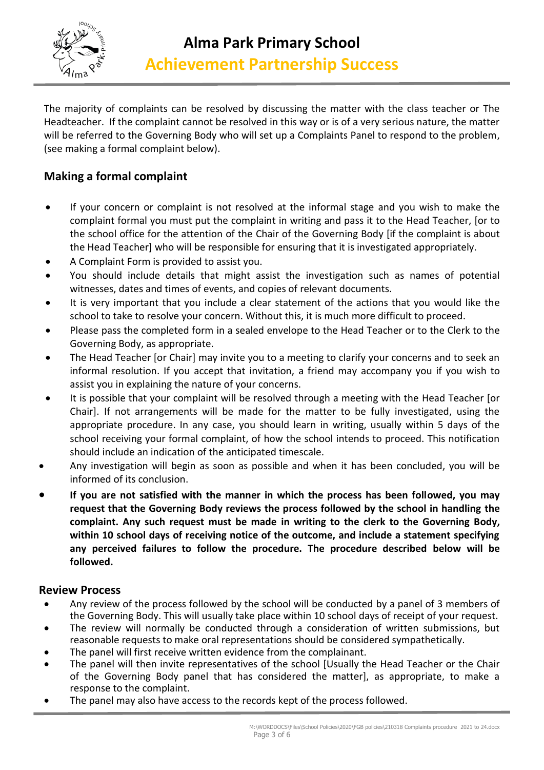The majority of complaints can be resolved by discussing the matter with the class teacher or The Headteacher. If the complaint cannot be resolved in this way or is of a very serious nature, the matter will be referred to the Governing Body who will set up a Complaints Panel to respond to the problem, (see making a formal complaint below).

## Making a formal complaint

- If your concern or complaint is not resolved at the informal stage and you wish to make the complaint formal you must put the complaint in writing and pass it to the Head Teacher, [or to the school office for the attention of the Chair of the Governing Body [if the complaint is about the Head Teacher] who will be responsible for ensuring that it is investigated appropriately.
- A Complaint Form is provided to assist you.
- You should include details that might assist the investigation such as names of potential witnesses, dates and times of events, and copies of relevant documents.
- It is very important that you include a clear statement of the actions that you would like the school to take to resolve your concern. Without this, it is much more difficult to proceed.
- Please pass the completed form in a sealed envelope to the Head Teacher or to the Clerk to the Governing Body, as appropriate.
- The Head Teacher [or Chair] may invite you to a meeting to clarify your concerns and to seek an informal resolution. If you accept that invitation, a friend may accompany you if you wish to assist you in explaining the nature of your concerns.
- It is possible that your complaint will be resolved through a meeting with the Head Teacher [or Chair]. If not arrangements will be made for the matter to be fully investigated, using the appropriate procedure. In any case, you should learn in writing, usually within 5 days of the school receiving your formal complaint, of how the school intends to proceed. This notification should include an indication of the anticipated timescale.
- Any investigation will begin as soon as possible and when it has been concluded, you will be informed of its conclusion.
- **If you are not satisfied with the manner in which the process has been followed, you may request that the Governing Body reviews the process followed by the school in handling the complaint. Any such request must be made in writing to the clerk to the Governing Body, within 10 school days of receiving notice of the outcome, and include a statement specifying any perceived failures to follow the procedure. The procedure described below will be followed.**

## Review Process

- Any review of the process followed by the school will be conducted by a panel of 3 members of the Governing Body. This will usually take place within 10 school days of receipt of your request.
- The review will normally be conducted through a consideration of written submissions, but reasonable requests to make oral representations should be considered sympathetically.
- The panel will first receive written evidence from the complainant.
- The panel will then invite representatives of the school [Usually the Head Teacher or the Chair of the Governing Body panel that has considered the matter], as appropriate, to make a response to the complaint.
- The panel may also have access to the records kept of the process followed.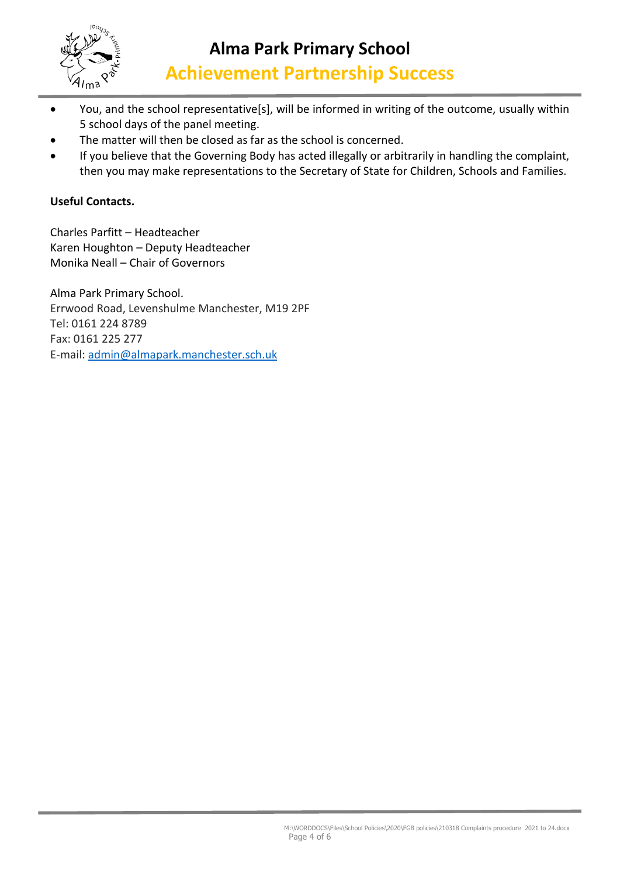- You, and the school representative[s], will be informed in writing of the outcome, usually within 5 school days of the panel meeting.
- The matter will then be closed as far as the school is concerned.
- If you believe that the Governing Body has acted illegally or arbitrarily in handling the complaint, then you may make representations to the Secretary of State for Children, Schools and Families.

**Useful Contacts.**

Charles Parfitt – Headteacher
Karen Houghton – Deputy Headteacher
Monika Neall – Chair of Governors

Alma Park Primary School.
Errwood Road, Levenshulme Manchester, M19 2PF
Tel: 0161 224 8789
Fax: 0161 225 277
E-mail: admin@almapark.manchester.sch.uk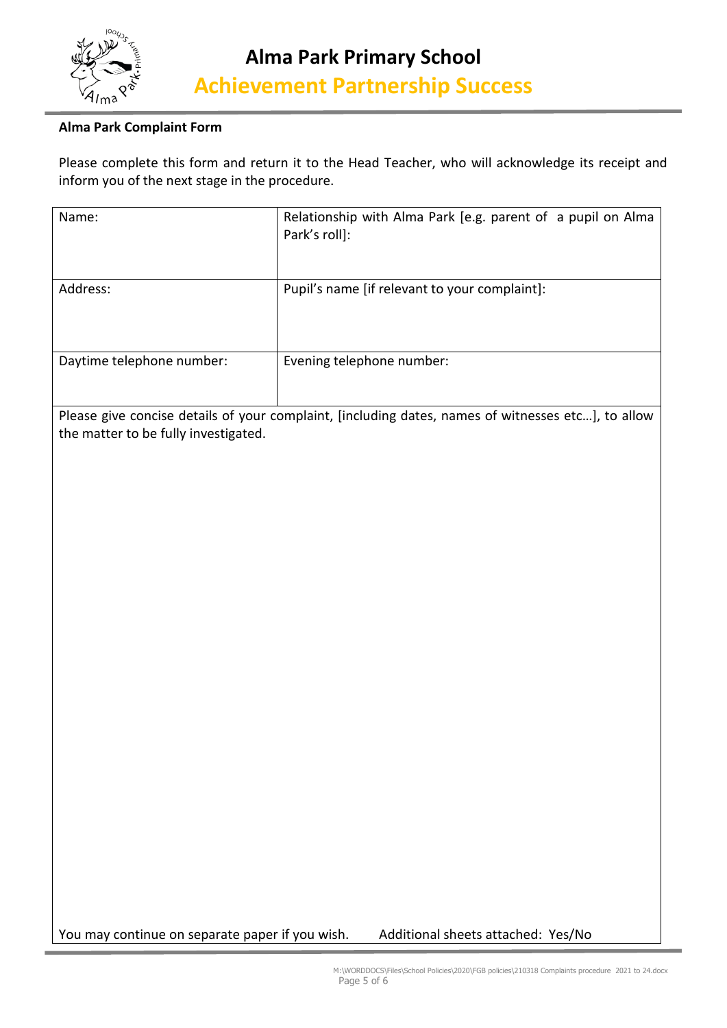# Alma Park Primary School

## Achievement Partnership Success

**Alma Park Complaint Form**

Please complete this form and return it to the Head Teacher, who will acknowledge its receipt and inform you of the next stage in the procedure.

| Name: | Relationship with Alma Park [e.g. parent of a pupil on Alma Park's roll]: |
|---|---|
| Address: | Pupil's name [if relevant to your complaint]: |
| Daytime telephone number: | Evening telephone number: |
| Please give concise details of your complaint, [including dates, names of witnesses etc…], to allow the matter to be fully investigated. | |
| You may continue on separate paper if you wish. Additional sheets attached: Yes/No | |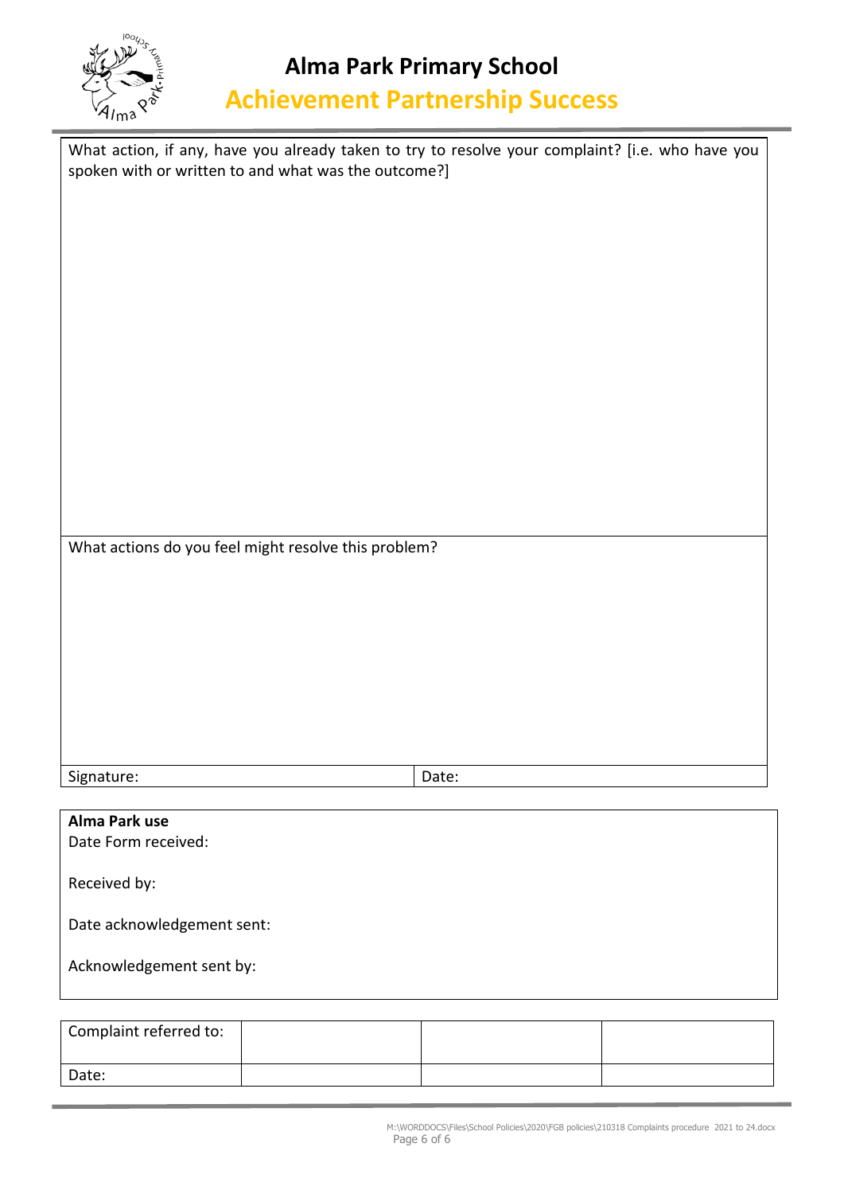What action, if any, have you already taken to try to resolve your complaint? [i.e. who have you spoken with or written to and what was the outcome?]

What actions do you feel might resolve this problem?

| | |
|---|---|
| Signature: | Date: |

**Alma Park use**

Date Form received:

Received by:

Date acknowledgement sent:

Acknowledgement sent by:

| | | | |
|---|---|---|---|
| Complaint referred to: | | | |
| Date: | | | |